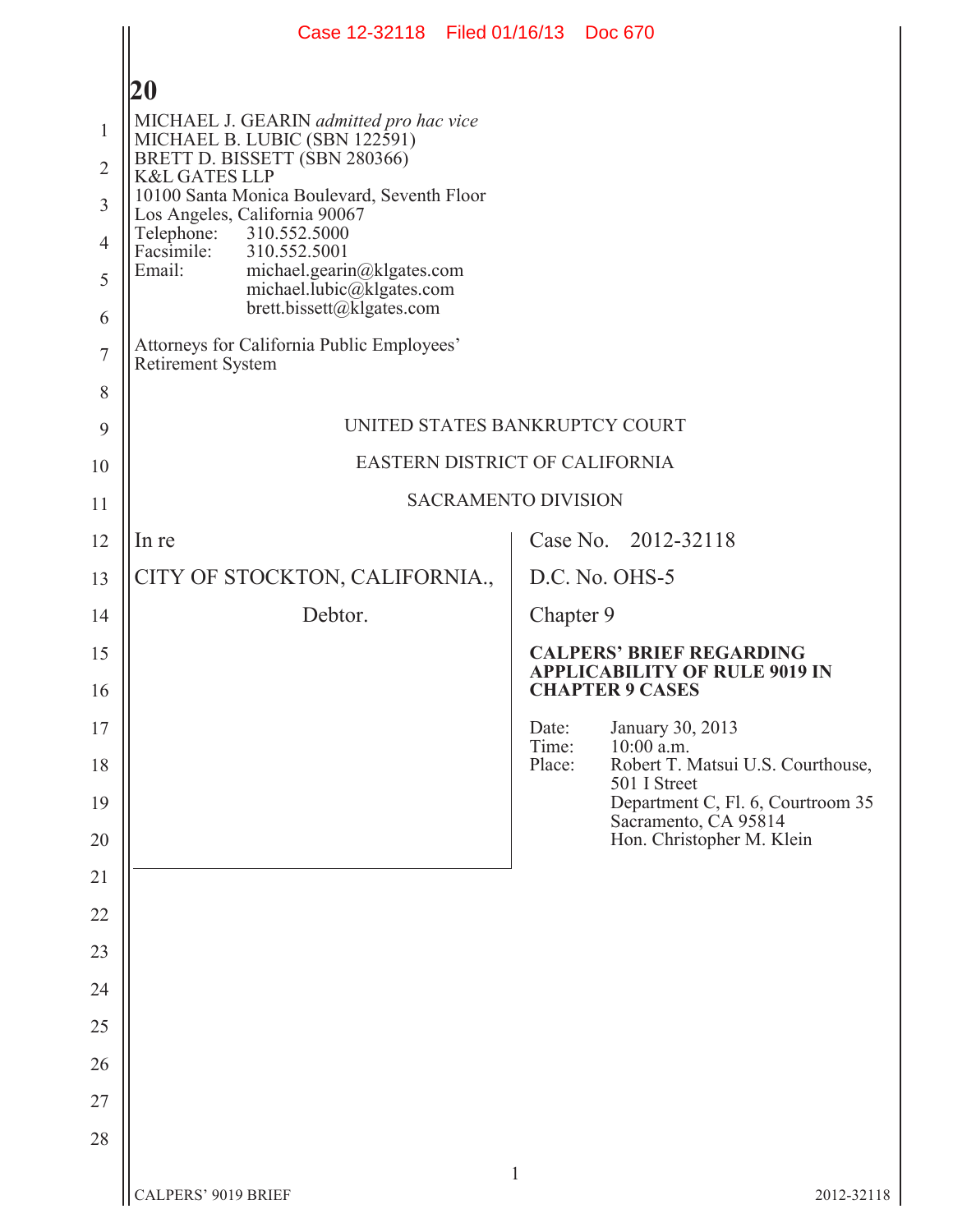MICHAEL J. GEARIN *admitted pro hac vice*
MICHAEL B. LUBIC (SBN 122591)
BRETT D. BISSETT (SBN 280366)
K&L GATES LLP
10100 Santa Monica Boulevard, Seventh Floor
Los Angeles, California 90067
Telephone: 310.552.5000
Facsimile: 310.552.5001
Email: michael.gearin@klgates.com
michael.lubic@klgates.com
brett.bissett@klgates.com

Attorneys for California Public Employees' Retirement System

UNITED STATES BANKRUPTCY COURT

EASTERN DISTRICT OF CALIFORNIA

SACRAMENTO DIVISION

| | |
|---|---|
| In re<br><br>CITY OF STOCKTON, CALIFORNIA.,<br><br>Debtor. | Case No. 2012-32118<br><br>D.C. No. OHS-5<br><br>Chapter 9<br><br>**CALPERS' BRIEF REGARDING APPLICABILITY OF RULE 9019 IN CHAPTER 9 CASES**<br><br>Date: January 30, 2013<br>Time: 10:00 a.m.<br>Place: Robert T. Matsui U.S. Courthouse, 501 I Street<br>Department C, Fl. 6, Courtroom 35<br>Sacramento, CA 95814<br>Hon. Christopher M. Klein |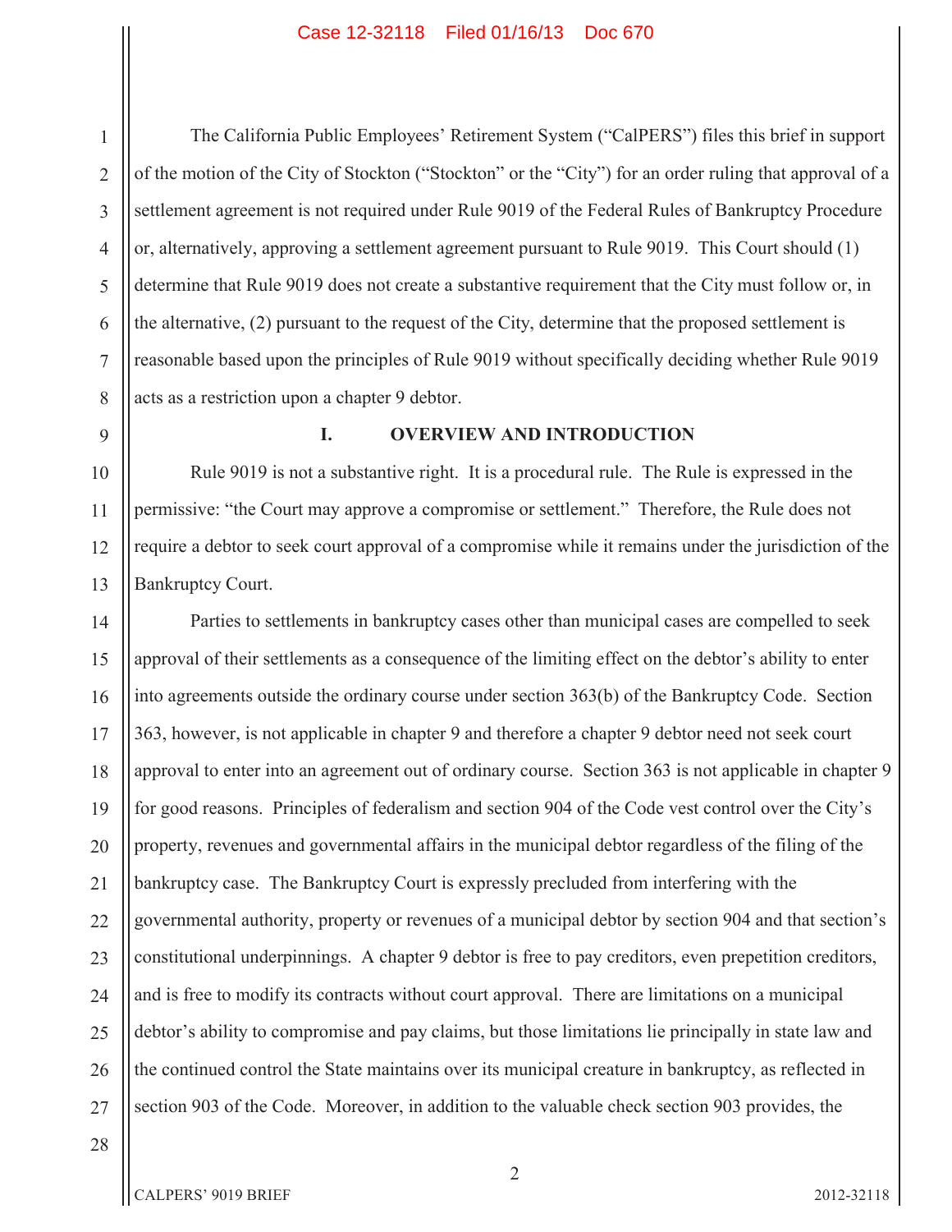The California Public Employees' Retirement System ("CalPERS") files this brief in support of the motion of the City of Stockton ("Stockton" or the "City") for an order ruling that approval of a settlement agreement is not required under Rule 9019 of the Federal Rules of Bankruptcy Procedure or, alternatively, approving a settlement agreement pursuant to Rule 9019. This Court should (1) determine that Rule 9019 does not create a substantive requirement that the City must follow or, in the alternative, (2) pursuant to the request of the City, determine that the proposed settlement is reasonable based upon the principles of Rule 9019 without specifically deciding whether Rule 9019 acts as a restriction upon a chapter 9 debtor.

## I. OVERVIEW AND INTRODUCTION

Rule 9019 is not a substantive right. It is a procedural rule. The Rule is expressed in the permissive: "the Court may approve a compromise or settlement." Therefore, the Rule does not require a debtor to seek court approval of a compromise while it remains under the jurisdiction of the Bankruptcy Court.

Parties to settlements in bankruptcy cases other than municipal cases are compelled to seek approval of their settlements as a consequence of the limiting effect on the debtor's ability to enter into agreements outside the ordinary course under section 363(b) of the Bankruptcy Code. Section 363, however, is not applicable in chapter 9 and therefore a chapter 9 debtor need not seek court approval to enter into an agreement out of ordinary course. Section 363 is not applicable in chapter 9 for good reasons. Principles of federalism and section 904 of the Code vest control over the City's property, revenues and governmental affairs in the municipal debtor regardless of the filing of the bankruptcy case. The Bankruptcy Court is expressly precluded from interfering with the governmental authority, property or revenues of a municipal debtor by section 904 and that section's constitutional underpinnings. A chapter 9 debtor is free to pay creditors, even prepetition creditors, and is free to modify its contracts without court approval. There are limitations on a municipal debtor's ability to compromise and pay claims, but those limitations lie principally in state law and the continued control the State maintains over its municipal creature in bankruptcy, as reflected in section 903 of the Code. Moreover, in addition to the valuable check section 903 provides, the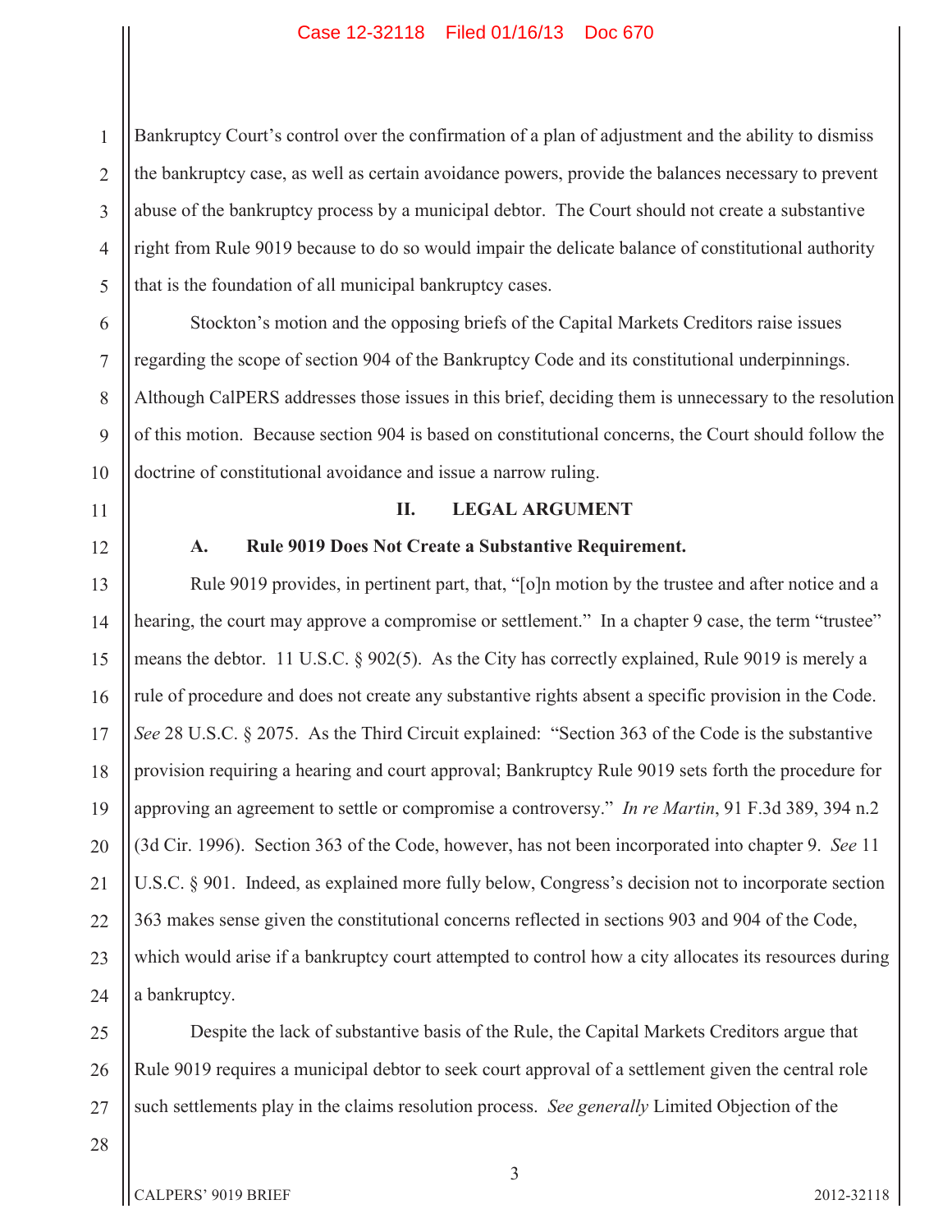Bankruptcy Court's control over the confirmation of a plan of adjustment and the ability to dismiss the bankruptcy case, as well as certain avoidance powers, provide the balances necessary to prevent abuse of the bankruptcy process by a municipal debtor. The Court should not create a substantive right from Rule 9019 because to do so would impair the delicate balance of constitutional authority that is the foundation of all municipal bankruptcy cases.

Stockton's motion and the opposing briefs of the Capital Markets Creditors raise issues regarding the scope of section 904 of the Bankruptcy Code and its constitutional underpinnings. Although CalPERS addresses those issues in this brief, deciding them is unnecessary to the resolution of this motion. Because section 904 is based on constitutional concerns, the Court should follow the doctrine of constitutional avoidance and issue a narrow ruling.

## II. LEGAL ARGUMENT

### A. Rule 9019 Does Not Create a Substantive Requirement.

Rule 9019 provides, in pertinent part, that, "[o]n motion by the trustee and after notice and a hearing, the court may approve a compromise or settlement." In a chapter 9 case, the term "trustee" means the debtor. 11 U.S.C. § 902(5). As the City has correctly explained, Rule 9019 is merely a rule of procedure and does not create any substantive rights absent a specific provision in the Code. *See* 28 U.S.C. § 2075. As the Third Circuit explained: "Section 363 of the Code is the substantive provision requiring a hearing and court approval; Bankruptcy Rule 9019 sets forth the procedure for approving an agreement to settle or compromise a controversy." *In re Martin*, 91 F.3d 389, 394 n.2 (3d Cir. 1996). Section 363 of the Code, however, has not been incorporated into chapter 9. *See* 11 U.S.C. § 901. Indeed, as explained more fully below, Congress's decision not to incorporate section 363 makes sense given the constitutional concerns reflected in sections 903 and 904 of the Code, which would arise if a bankruptcy court attempted to control how a city allocates its resources during a bankruptcy.

Despite the lack of substantive basis of the Rule, the Capital Markets Creditors argue that Rule 9019 requires a municipal debtor to seek court approval of a settlement given the central role such settlements play in the claims resolution process. *See generally* Limited Objection of the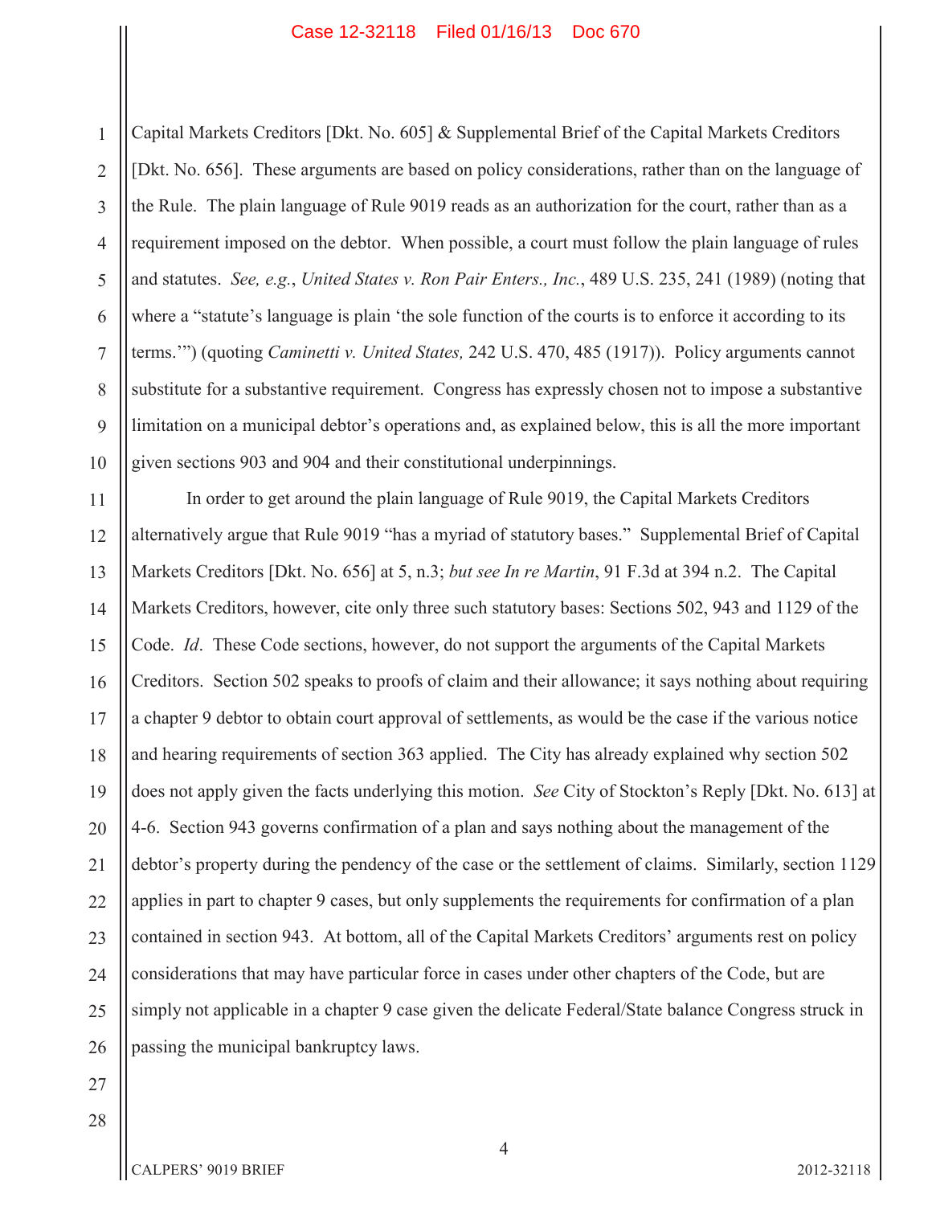Capital Markets Creditors [Dkt. No. 605] & Supplemental Brief of the Capital Markets Creditors [Dkt. No. 656]. These arguments are based on policy considerations, rather than on the language of the Rule. The plain language of Rule 9019 reads as an authorization for the court, rather than as a requirement imposed on the debtor. When possible, a court must follow the plain language of rules and statutes. *See, e.g.*, *United States v. Ron Pair Enters., Inc.*, 489 U.S. 235, 241 (1989) (noting that where a "statute's language is plain 'the sole function of the courts is to enforce it according to its terms.'") (quoting *Caminetti v. United States,* 242 U.S. 470, 485 (1917)). Policy arguments cannot substitute for a substantive requirement. Congress has expressly chosen not to impose a substantive limitation on a municipal debtor's operations and, as explained below, this is all the more important given sections 903 and 904 and their constitutional underpinnings.

In order to get around the plain language of Rule 9019, the Capital Markets Creditors alternatively argue that Rule 9019 "has a myriad of statutory bases." Supplemental Brief of Capital Markets Creditors [Dkt. No. 656] at 5, n.3; *but see In re Martin*, 91 F.3d at 394 n.2. The Capital Markets Creditors, however, cite only three such statutory bases: Sections 502, 943 and 1129 of the Code. *Id*. These Code sections, however, do not support the arguments of the Capital Markets Creditors. Section 502 speaks to proofs of claim and their allowance; it says nothing about requiring a chapter 9 debtor to obtain court approval of settlements, as would be the case if the various notice and hearing requirements of section 363 applied. The City has already explained why section 502 does not apply given the facts underlying this motion. *See* City of Stockton's Reply [Dkt. No. 613] at 4-6. Section 943 governs confirmation of a plan and says nothing about the management of the debtor's property during the pendency of the case or the settlement of claims. Similarly, section 1129 applies in part to chapter 9 cases, but only supplements the requirements for confirmation of a plan contained in section 943. At bottom, all of the Capital Markets Creditors' arguments rest on policy considerations that may have particular force in cases under other chapters of the Code, but are simply not applicable in a chapter 9 case given the delicate Federal/State balance Congress struck in passing the municipal bankruptcy laws.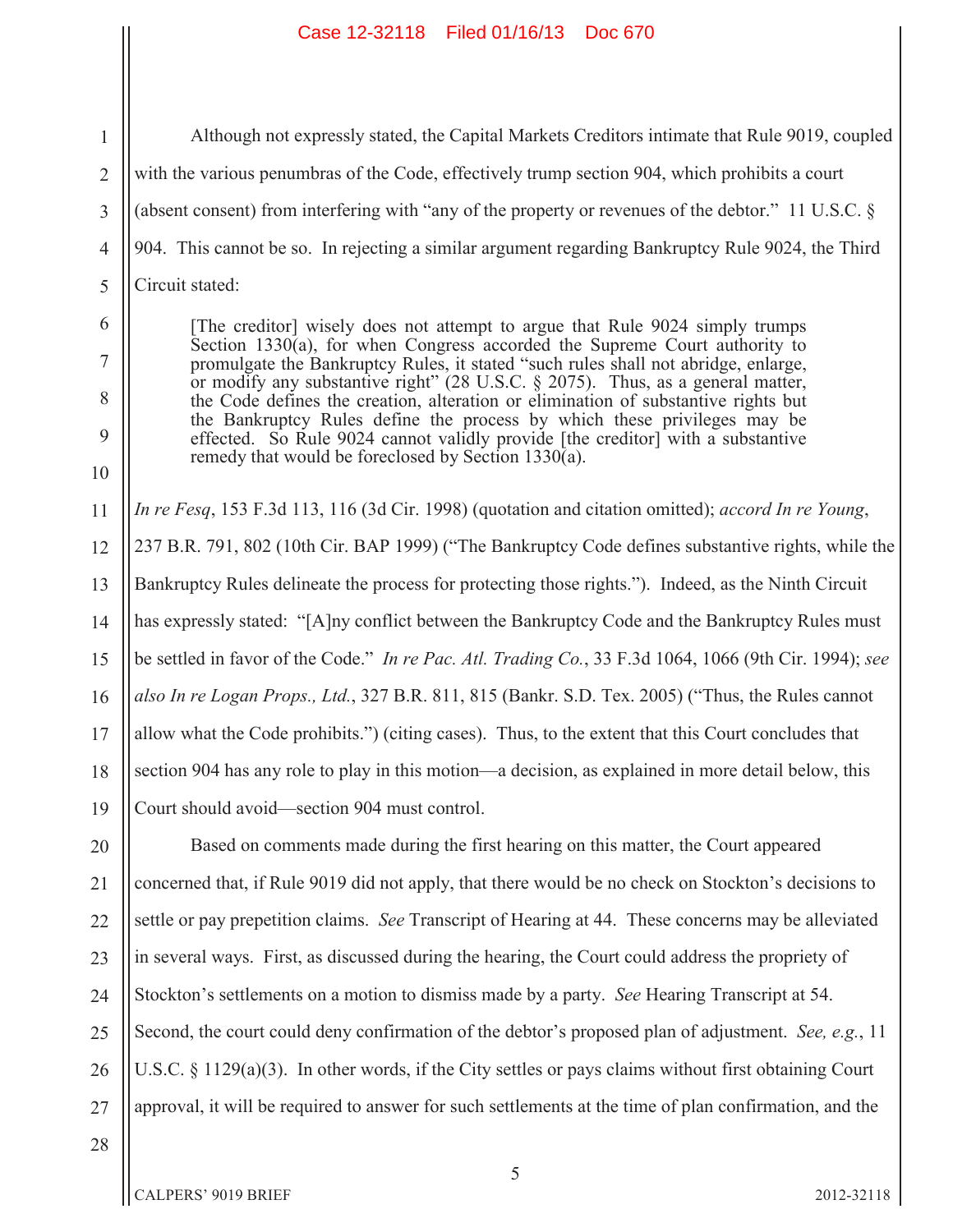Although not expressly stated, the Capital Markets Creditors intimate that Rule 9019, coupled with the various penumbras of the Code, effectively trump section 904, which prohibits a court (absent consent) from interfering with "any of the property or revenues of the debtor." 11 U.S.C. § 904. This cannot be so. In rejecting a similar argument regarding Bankruptcy Rule 9024, the Third Circuit stated:

> [The creditor] wisely does not attempt to argue that Rule 9024 simply trumps Section 1330(a), for when Congress accorded the Supreme Court authority to promulgate the Bankruptcy Rules, it stated "such rules shall not abridge, enlarge, or modify any substantive right" (28 U.S.C. § 2075). Thus, as a general matter, the Code defines the creation, alteration or elimination of substantive rights but the Bankruptcy Rules define the process by which these privileges may be effected. So Rule 9024 cannot validly provide [the creditor] with a substantive remedy that would be foreclosed by Section 1330(a).

*In re Fesq*, 153 F.3d 113, 116 (3d Cir. 1998) (quotation and citation omitted); *accord In re Young*, 237 B.R. 791, 802 (10th Cir. BAP 1999) ("The Bankruptcy Code defines substantive rights, while the Bankruptcy Rules delineate the process for protecting those rights."). Indeed, as the Ninth Circuit has expressly stated: "[A]ny conflict between the Bankruptcy Code and the Bankruptcy Rules must be settled in favor of the Code." *In re Pac. Atl. Trading Co.*, 33 F.3d 1064, 1066 (9th Cir. 1994); *see also In re Logan Props., Ltd.*, 327 B.R. 811, 815 (Bankr. S.D. Tex. 2005) ("Thus, the Rules cannot allow what the Code prohibits.") (citing cases). Thus, to the extent that this Court concludes that section 904 has any role to play in this motion—a decision, as explained in more detail below, this Court should avoid—section 904 must control.

Based on comments made during the first hearing on this matter, the Court appeared concerned that, if Rule 9019 did not apply, that there would be no check on Stockton's decisions to settle or pay prepetition claims. *See* Transcript of Hearing at 44. These concerns may be alleviated in several ways. First, as discussed during the hearing, the Court could address the propriety of Stockton's settlements on a motion to dismiss made by a party. *See* Hearing Transcript at 54. Second, the court could deny confirmation of the debtor's proposed plan of adjustment. *See, e.g.*, 11 U.S.C. § 1129(a)(3). In other words, if the City settles or pays claims without first obtaining Court approval, it will be required to answer for such settlements at the time of plan confirmation, and the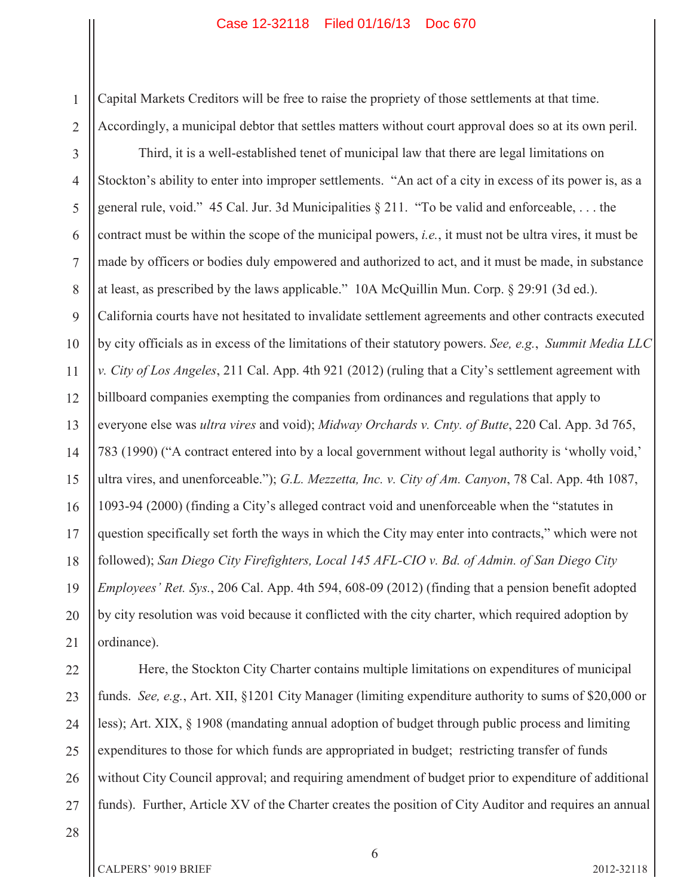Capital Markets Creditors will be free to raise the propriety of those settlements at that time. Accordingly, a municipal debtor that settles matters without court approval does so at its own peril.

Third, it is a well-established tenet of municipal law that there are legal limitations on Stockton's ability to enter into improper settlements. "An act of a city in excess of its power is, as a general rule, void." 45 Cal. Jur. 3d Municipalities § 211. "To be valid and enforceable, . . . the contract must be within the scope of the municipal powers, *i.e.*, it must not be ultra vires, it must be made by officers or bodies duly empowered and authorized to act, and it must be made, in substance at least, as prescribed by the laws applicable." 10A McQuillin Mun. Corp. § 29:91 (3d ed.). California courts have not hesitated to invalidate settlement agreements and other contracts executed by city officials as in excess of the limitations of their statutory powers. *See, e.g.*, *Summit Media LLC v. City of Los Angeles*, 211 Cal. App. 4th 921 (2012) (ruling that a City's settlement agreement with billboard companies exempting the companies from ordinances and regulations that apply to everyone else was *ultra vires* and void); *Midway Orchards v. Cnty. of Butte*, 220 Cal. App. 3d 765, 783 (1990) ("A contract entered into by a local government without legal authority is 'wholly void,' ultra vires, and unenforceable."); *G.L. Mezzetta, Inc. v. City of Am. Canyon*, 78 Cal. App. 4th 1087, 1093-94 (2000) (finding a City's alleged contract void and unenforceable when the "statutes in question specifically set forth the ways in which the City may enter into contracts," which were not followed); *San Diego City Firefighters, Local 145 AFL-CIO v. Bd. of Admin. of San Diego City Employees' Ret. Sys.*, 206 Cal. App. 4th 594, 608-09 (2012) (finding that a pension benefit adopted by city resolution was void because it conflicted with the city charter, which required adoption by ordinance).

Here, the Stockton City Charter contains multiple limitations on expenditures of municipal funds. *See, e.g.*, Art. XII, §1201 City Manager (limiting expenditure authority to sums of $20,000 or less); Art. XIX, § 1908 (mandating annual adoption of budget through public process and limiting expenditures to those for which funds are appropriated in budget; restricting transfer of funds without City Council approval; and requiring amendment of budget prior to expenditure of additional funds). Further, Article XV of the Charter creates the position of City Auditor and requires an annual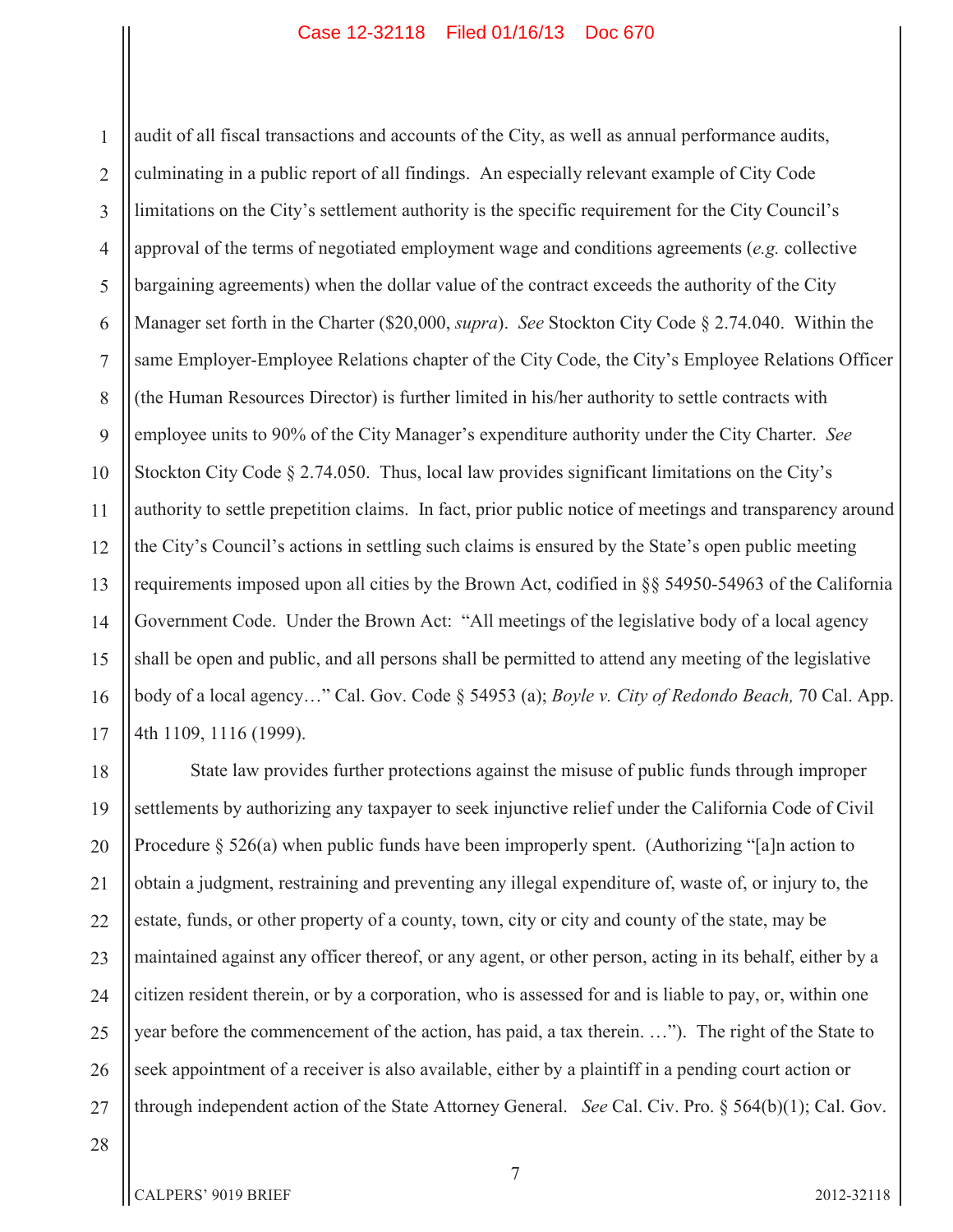audit of all fiscal transactions and accounts of the City, as well as annual performance audits, culminating in a public report of all findings. An especially relevant example of City Code limitations on the City's settlement authority is the specific requirement for the City Council's approval of the terms of negotiated employment wage and conditions agreements (*e.g.* collective bargaining agreements) when the dollar value of the contract exceeds the authority of the City Manager set forth in the Charter ($20,000, *supra*). *See* Stockton City Code § 2.74.040. Within the same Employer-Employee Relations chapter of the City Code, the City's Employee Relations Officer (the Human Resources Director) is further limited in his/her authority to settle contracts with employee units to 90% of the City Manager's expenditure authority under the City Charter. *See* Stockton City Code § 2.74.050. Thus, local law provides significant limitations on the City's authority to settle prepetition claims. In fact, prior public notice of meetings and transparency around the City's Council's actions in settling such claims is ensured by the State's open public meeting requirements imposed upon all cities by the Brown Act, codified in §§ 54950-54963 of the California Government Code. Under the Brown Act: "All meetings of the legislative body of a local agency shall be open and public, and all persons shall be permitted to attend any meeting of the legislative body of a local agency…" Cal. Gov. Code § 54953 (a); *Boyle v. City of Redondo Beach,* 70 Cal. App. 4th 1109, 1116 (1999).

State law provides further protections against the misuse of public funds through improper settlements by authorizing any taxpayer to seek injunctive relief under the California Code of Civil Procedure § 526(a) when public funds have been improperly spent. (Authorizing "[a]n action to obtain a judgment, restraining and preventing any illegal expenditure of, waste of, or injury to, the estate, funds, or other property of a county, town, city or city and county of the state, may be maintained against any officer thereof, or any agent, or other person, acting in its behalf, either by a citizen resident therein, or by a corporation, who is assessed for and is liable to pay, or, within one year before the commencement of the action, has paid, a tax therein. …"). The right of the State to seek appointment of a receiver is also available, either by a plaintiff in a pending court action or through independent action of the State Attorney General. *See* Cal. Civ. Pro. § 564(b)(1); Cal. Gov.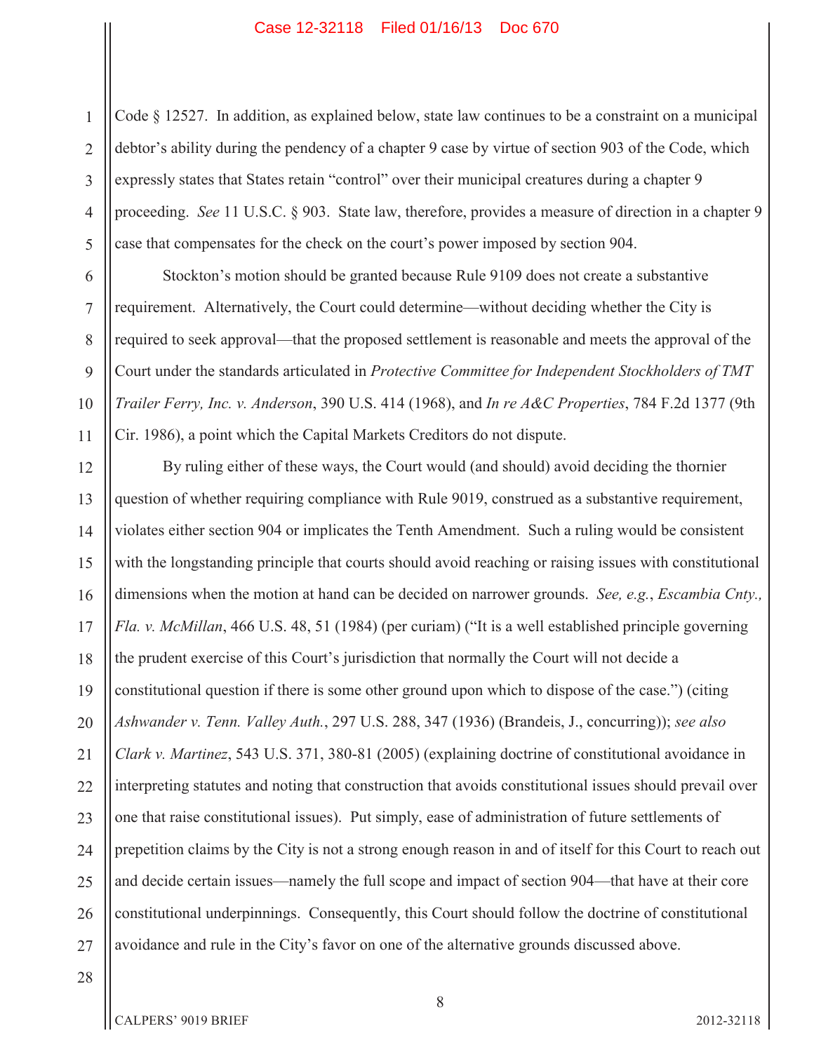Code § 12527. In addition, as explained below, state law continues to be a constraint on a municipal debtor's ability during the pendency of a chapter 9 case by virtue of section 903 of the Code, which expressly states that States retain "control" over their municipal creatures during a chapter 9 proceeding. *See* 11 U.S.C. § 903. State law, therefore, provides a measure of direction in a chapter 9 case that compensates for the check on the court's power imposed by section 904.

Stockton's motion should be granted because Rule 9109 does not create a substantive requirement. Alternatively, the Court could determine—without deciding whether the City is required to seek approval—that the proposed settlement is reasonable and meets the approval of the Court under the standards articulated in *Protective Committee for Independent Stockholders of TMT Trailer Ferry, Inc. v. Anderson*, 390 U.S. 414 (1968), and *In re A&C Properties*, 784 F.2d 1377 (9th Cir. 1986), a point which the Capital Markets Creditors do not dispute.

By ruling either of these ways, the Court would (and should) avoid deciding the thornier question of whether requiring compliance with Rule 9019, construed as a substantive requirement, violates either section 904 or implicates the Tenth Amendment. Such a ruling would be consistent with the longstanding principle that courts should avoid reaching or raising issues with constitutional dimensions when the motion at hand can be decided on narrower grounds. *See, e.g.*, *Escambia Cnty., Fla. v. McMillan*, 466 U.S. 48, 51 (1984) (per curiam) ("It is a well established principle governing the prudent exercise of this Court's jurisdiction that normally the Court will not decide a constitutional question if there is some other ground upon which to dispose of the case.") (citing *Ashwander v. Tenn. Valley Auth.*, 297 U.S. 288, 347 (1936) (Brandeis, J., concurring)); *see also Clark v. Martinez*, 543 U.S. 371, 380-81 (2005) (explaining doctrine of constitutional avoidance in interpreting statutes and noting that construction that avoids constitutional issues should prevail over one that raise constitutional issues). Put simply, ease of administration of future settlements of prepetition claims by the City is not a strong enough reason in and of itself for this Court to reach out and decide certain issues—namely the full scope and impact of section 904—that have at their core constitutional underpinnings. Consequently, this Court should follow the doctrine of constitutional avoidance and rule in the City's favor on one of the alternative grounds discussed above.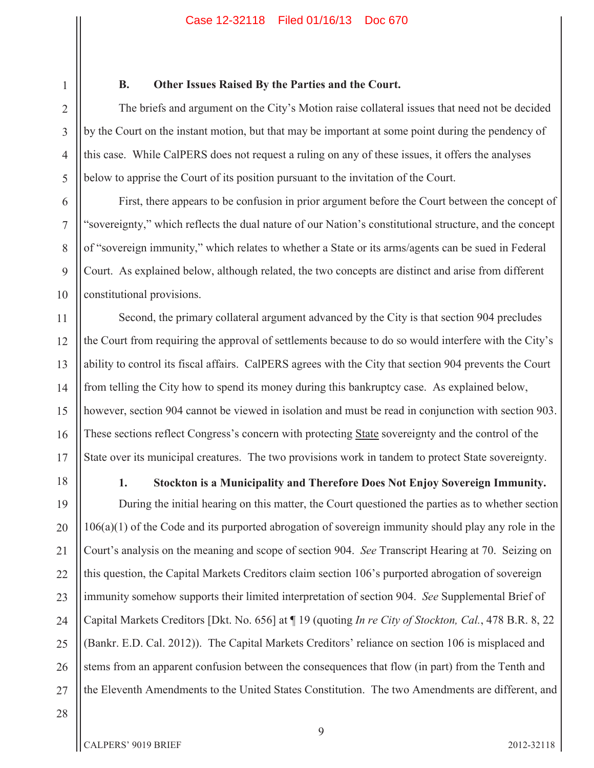### B. Other Issues Raised By the Parties and the Court.

The briefs and argument on the City's Motion raise collateral issues that need not be decided by the Court on the instant motion, but that may be important at some point during the pendency of this case. While CalPERS does not request a ruling on any of these issues, it offers the analyses below to apprise the Court of its position pursuant to the invitation of the Court.

First, there appears to be confusion in prior argument before the Court between the concept of "sovereignty," which reflects the dual nature of our Nation's constitutional structure, and the concept of "sovereign immunity," which relates to whether a State or its arms/agents can be sued in Federal Court. As explained below, although related, the two concepts are distinct and arise from different constitutional provisions.

Second, the primary collateral argument advanced by the City is that section 904 precludes the Court from requiring the approval of settlements because to do so would interfere with the City's ability to control its fiscal affairs. CalPERS agrees with the City that section 904 prevents the Court from telling the City how to spend its money during this bankruptcy case. As explained below, however, section 904 cannot be viewed in isolation and must be read in conjunction with section 903. These sections reflect Congress's concern with protecting State sovereignty and the control of the State over its municipal creatures. The two provisions work in tandem to protect State sovereignty.

#### 1. Stockton is a Municipality and Therefore Does Not Enjoy Sovereign Immunity.

During the initial hearing on this matter, the Court questioned the parties as to whether section 106(a)(1) of the Code and its purported abrogation of sovereign immunity should play any role in the Court's analysis on the meaning and scope of section 904. *See* Transcript Hearing at 70. Seizing on this question, the Capital Markets Creditors claim section 106's purported abrogation of sovereign immunity somehow supports their limited interpretation of section 904. *See* Supplemental Brief of Capital Markets Creditors [Dkt. No. 656] at ¶ 19 (quoting *In re City of Stockton, Cal.*, 478 B.R. 8, 22 (Bankr. E.D. Cal. 2012)). The Capital Markets Creditors' reliance on section 106 is misplaced and stems from an apparent confusion between the consequences that flow (in part) from the Tenth and the Eleventh Amendments to the United States Constitution. The two Amendments are different, and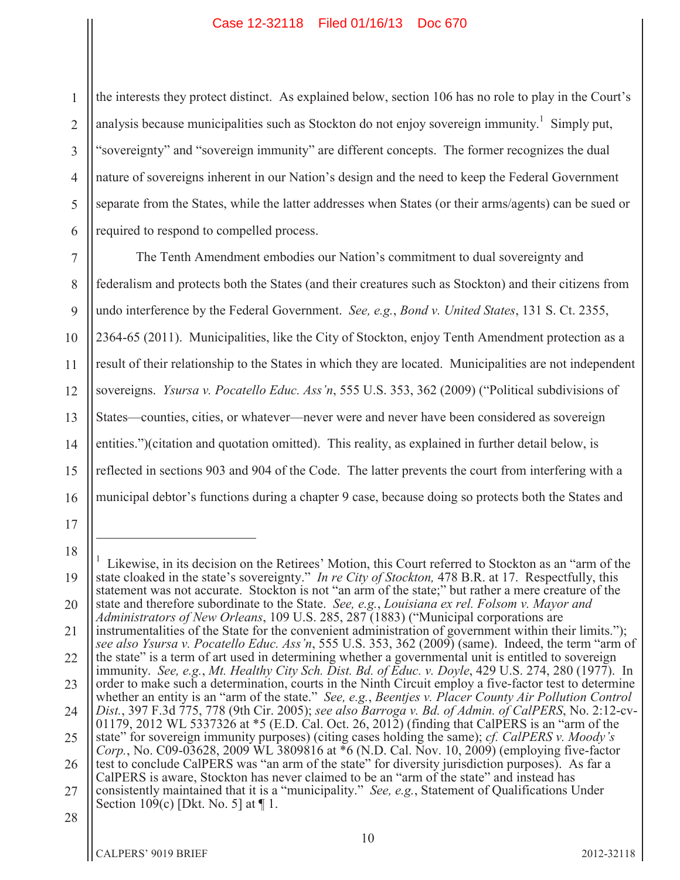the interests they protect distinct. As explained below, section 106 has no role to play in the Court's analysis because municipalities such as Stockton do not enjoy sovereign immunity.[1] Simply put, "sovereignty" and "sovereign immunity" are different concepts. The former recognizes the dual nature of sovereigns inherent in our Nation's design and the need to keep the Federal Government separate from the States, while the latter addresses when States (or their arms/agents) can be sued or required to respond to compelled process.

The Tenth Amendment embodies our Nation's commitment to dual sovereignty and federalism and protects both the States (and their creatures such as Stockton) and their citizens from undo interference by the Federal Government. *See, e.g.*, *Bond v. United States*, 131 S. Ct. 2355, 2364-65 (2011). Municipalities, like the City of Stockton, enjoy Tenth Amendment protection as a result of their relationship to the States in which they are located. Municipalities are not independent sovereigns. *Ysursa v. Pocatello Educ. Ass'n*, 555 U.S. 353, 362 (2009) ("Political subdivisions of States—counties, cities, or whatever—never were and never have been considered as sovereign entities.")(citation and quotation omitted). This reality, as explained in further detail below, is reflected in sections 903 and 904 of the Code. The latter prevents the court from interfering with a municipal debtor's functions during a chapter 9 case, because doing so protects both the States and

---

[1] Likewise, in its decision on the Retirees' Motion, this Court referred to Stockton as an "arm of the state cloaked in the state's sovereignty." *In re City of Stockton,* 478 B.R. at 17. Respectfully, this statement was not accurate. Stockton is not "an arm of the state;" but rather a mere creature of the state and therefore subordinate to the State. *See, e.g.*, *Louisiana ex rel. Folsom v. Mayor and Administrators of New Orleans*, 109 U.S. 285, 287 (1883) ("Municipal corporations are instrumentalities of the State for the convenient administration of government within their limits."); *see also Ysursa v. Pocatello Educ. Ass'n*, 555 U.S. 353, 362 (2009) (same). Indeed, the term "arm of the state" is a term of art used in determining whether a governmental unit is entitled to sovereign immunity. *See, e.g.*, *Mt. Healthy City Sch. Dist. Bd. of Educ. v. Doyle*, 429 U.S. 274, 280 (1977). In order to make such a determination, courts in the Ninth Circuit employ a five-factor test to determine whether an entity is an "arm of the state." *See, e.g.*, *Beentjes v. Placer County Air Pollution Control Dist.*, 397 F.3d 775, 778 (9th Cir. 2005); *see also Barroga v. Bd. of Admin. of CalPERS*, No. 2:12-cv-01179, 2012 WL 5337326 at *5 (E.D. Cal. Oct. 26, 2012) (finding that CalPERS is an "arm of the state" for sovereign immunity purposes) (citing cases holding the same); *cf. CalPERS v. Moody's Corp.*, No. C09-03628, 2009 WL 3809816 at *6 (N.D. Cal. Nov. 10, 2009) (employing five-factor test to conclude CalPERS was "an arm of the state" for diversity jurisdiction purposes). As far a CalPERS is aware, Stockton has never claimed to be an "arm of the state" and instead has consistently maintained that it is a "municipality." *See, e.g.*, Statement of Qualifications Under Section 109(c) [Dkt. No. 5] at ¶ 1.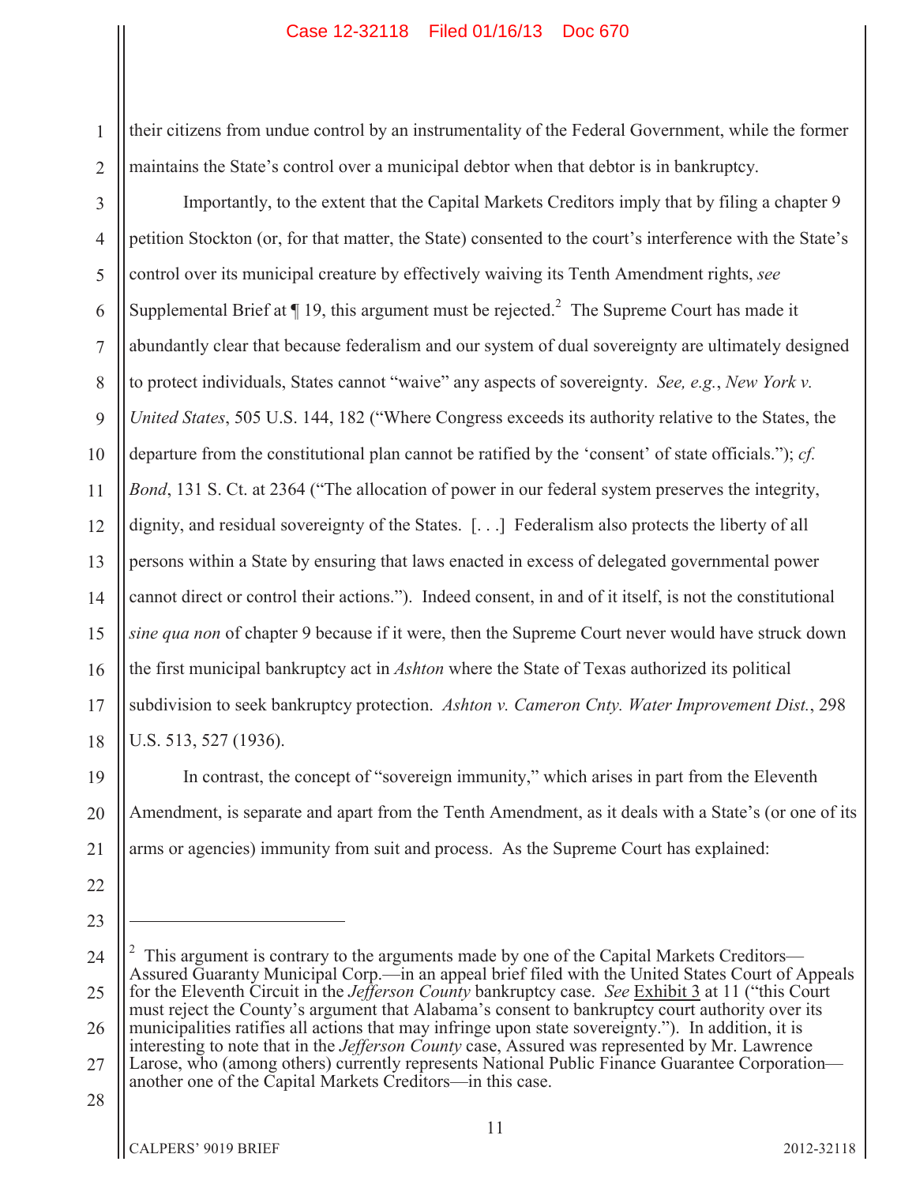their citizens from undue control by an instrumentality of the Federal Government, while the former maintains the State's control over a municipal debtor when that debtor is in bankruptcy.

Importantly, to the extent that the Capital Markets Creditors imply that by filing a chapter 9 petition Stockton (or, for that matter, the State) consented to the court's interference with the State's control over its municipal creature by effectively waiving its Tenth Amendment rights, *see* Supplemental Brief at ¶ 19, this argument must be rejected.[2] The Supreme Court has made it abundantly clear that because federalism and our system of dual sovereignty are ultimately designed to protect individuals, States cannot "waive" any aspects of sovereignty. *See, e.g.*, *New York v. United States*, 505 U.S. 144, 182 ("Where Congress exceeds its authority relative to the States, the departure from the constitutional plan cannot be ratified by the 'consent' of state officials."); *cf. Bond*, 131 S. Ct. at 2364 ("The allocation of power in our federal system preserves the integrity, dignity, and residual sovereignty of the States. [. . .] Federalism also protects the liberty of all persons within a State by ensuring that laws enacted in excess of delegated governmental power cannot direct or control their actions."). Indeed consent, in and of it itself, is not the constitutional *sine qua non* of chapter 9 because if it were, then the Supreme Court never would have struck down the first municipal bankruptcy act in *Ashton* where the State of Texas authorized its political subdivision to seek bankruptcy protection. *Ashton v. Cameron Cnty. Water Improvement Dist.*, 298 U.S. 513, 527 (1936).

In contrast, the concept of "sovereign immunity," which arises in part from the Eleventh Amendment, is separate and apart from the Tenth Amendment, as it deals with a State's (or one of its arms or agencies) immunity from suit and process. As the Supreme Court has explained:

---

[2] This argument is contrary to the arguments made by one of the Capital Markets Creditors—Assured Guaranty Municipal Corp.—in an appeal brief filed with the United States Court of Appeals for the Eleventh Circuit in the *Jefferson County* bankruptcy case. *See* Exhibit 3 at 11 ("this Court must reject the County's argument that Alabama's consent to bankruptcy court authority over its municipalities ratifies all actions that may infringe upon state sovereignty."). In addition, it is interesting to note that in the *Jefferson County* case, Assured was represented by Mr. Lawrence Larose, who (among others) currently represents National Public Finance Guarantee Corporation—another one of the Capital Markets Creditors—in this case.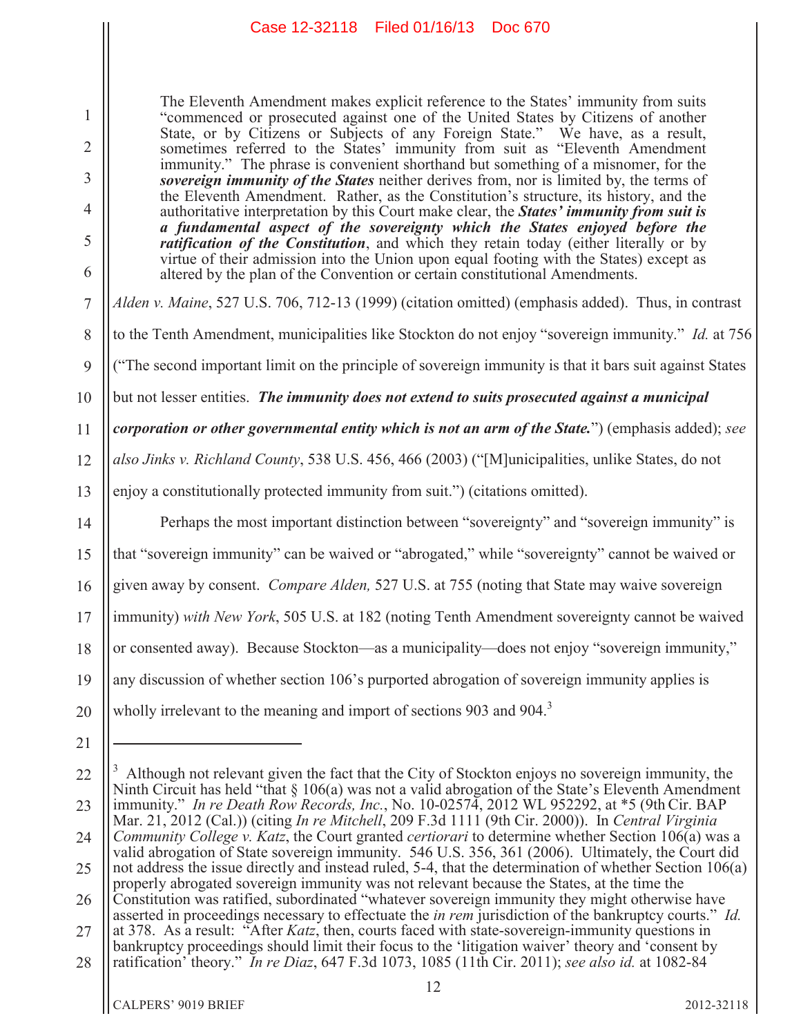> The Eleventh Amendment makes explicit reference to the States' immunity from suits "commenced or prosecuted against one of the United States by Citizens of another State, or by Citizens or Subjects of any Foreign State." We have, as a result, sometimes referred to the States' immunity from suit as "Eleventh Amendment immunity." The phrase is convenient shorthand but something of a misnomer, for the ***sovereign immunity of the States*** neither derives from, nor is limited by, the terms of the Eleventh Amendment. Rather, as the Constitution's structure, its history, and the authoritative interpretation by this Court make clear, the ***States' immunity from suit is a fundamental aspect of the sovereignty which the States enjoyed before the ratification of the Constitution***, and which they retain today (either literally or by virtue of their admission into the Union upon equal footing with the States) except as altered by the plan of the Convention or certain constitutional Amendments.

*Alden v. Maine*, 527 U.S. 706, 712-13 (1999) (citation omitted) (emphasis added). Thus, in contrast to the Tenth Amendment, municipalities like Stockton do not enjoy "sovereign immunity." *Id.* at 756 ("The second important limit on the principle of sovereign immunity is that it bars suit against States but not lesser entities. ***The immunity does not extend to suits prosecuted against a municipal corporation or other governmental entity which is not an arm of the State.***") (emphasis added); *see also Jinks v. Richland County*, 538 U.S. 456, 466 (2003) ("[M]unicipalities, unlike States, do not enjoy a constitutionally protected immunity from suit.") (citations omitted).

Perhaps the most important distinction between "sovereignty" and "sovereign immunity" is that "sovereign immunity" can be waived or "abrogated," while "sovereignty" cannot be waived or given away by consent. *Compare Alden,* 527 U.S. at 755 (noting that State may waive sovereign immunity) *with New York*, 505 U.S. at 182 (noting Tenth Amendment sovereignty cannot be waived or consented away). Because Stockton—as a municipality—does not enjoy "sovereign immunity," any discussion of whether section 106's purported abrogation of sovereign immunity applies is wholly irrelevant to the meaning and import of sections 903 and 904.[3]

---

[3] Although not relevant given the fact that the City of Stockton enjoys no sovereign immunity, the Ninth Circuit has held "that § 106(a) was not a valid abrogation of the State's Eleventh Amendment immunity." *In re Death Row Records, Inc.*, No. 10-02574, 2012 WL 952292, at *5 (9th Cir. BAP Mar. 21, 2012 (Cal.)) (citing *In re Mitchell*, 209 F.3d 1111 (9th Cir. 2000)). In *Central Virginia Community College v. Katz*, the Court granted *certiorari* to determine whether Section 106(a) was a valid abrogation of State sovereign immunity. 546 U.S. 356, 361 (2006). Ultimately, the Court did not address the issue directly and instead ruled, 5-4, that the determination of whether Section 106(a) properly abrogated sovereign immunity was not relevant because the States, at the time the Constitution was ratified, subordinated "whatever sovereign immunity they might otherwise have asserted in proceedings necessary to effectuate the *in rem* jurisdiction of the bankruptcy courts." *Id.* at 378. As a result: "After *Katz*, then, courts faced with state-sovereign-immunity questions in bankruptcy proceedings should limit their focus to the 'litigation waiver' theory and 'consent by ratification' theory." *In re Diaz*, 647 F.3d 1073, 1085 (11th Cir. 2011); *see also id.* at 1082-84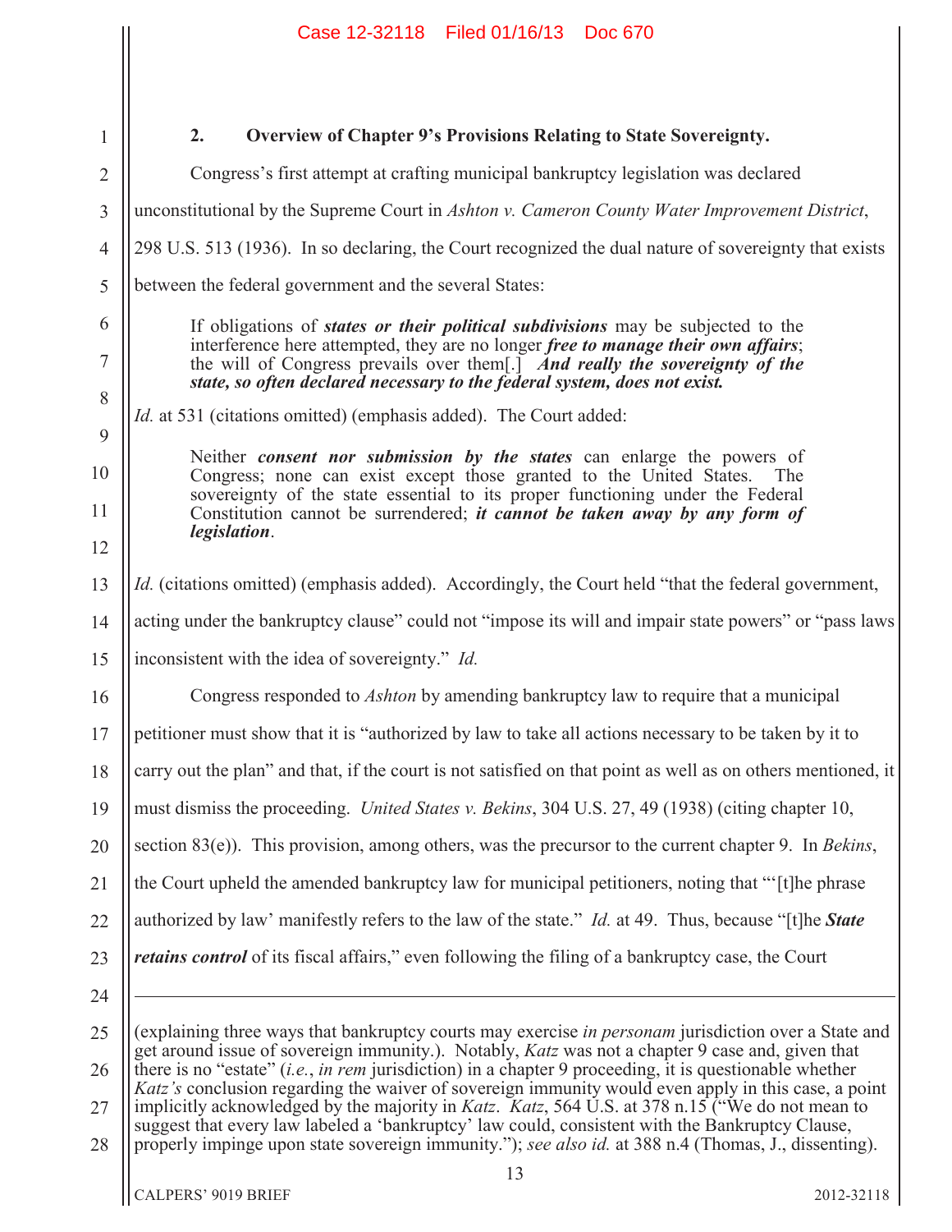### 2. Overview of Chapter 9's Provisions Relating to State Sovereignty.

Congress's first attempt at crafting municipal bankruptcy legislation was declared unconstitutional by the Supreme Court in *Ashton v. Cameron County Water Improvement District*, 298 U.S. 513 (1936). In so declaring, the Court recognized the dual nature of sovereignty that exists between the federal government and the several States:

> If obligations of ***states or their political subdivisions*** may be subjected to the interference here attempted, they are no longer ***free to manage their own affairs***; the will of Congress prevails over them[.] ***And really the sovereignty of the state, so often declared necessary to the federal system, does not exist.***

*Id.* at 531 (citations omitted) (emphasis added). The Court added:

> Neither ***consent nor submission by the states*** can enlarge the powers of Congress; none can exist except those granted to the United States. The sovereignty of the state essential to its proper functioning under the Federal Constitution cannot be surrendered; ***it cannot be taken away by any form of legislation***.

*Id.* (citations omitted) (emphasis added). Accordingly, the Court held "that the federal government, acting under the bankruptcy clause" could not "impose its will and impair state powers" or "pass laws inconsistent with the idea of sovereignty." *Id.*

Congress responded to *Ashton* by amending bankruptcy law to require that a municipal petitioner must show that it is "authorized by law to take all actions necessary to be taken by it to carry out the plan" and that, if the court is not satisfied on that point as well as on others mentioned, it must dismiss the proceeding. *United States v. Bekins*, 304 U.S. 27, 49 (1938) (citing chapter 10, section 83(e)). This provision, among others, was the precursor to the current chapter 9. In *Bekins*, the Court upheld the amended bankruptcy law for municipal petitioners, noting that "'[t]he phrase authorized by law' manifestly refers to the law of the state." *Id.* at 49. Thus, because "[t]he ***State retains control*** of its fiscal affairs," even following the filing of a bankruptcy case, the Court

---

(explaining three ways that bankruptcy courts may exercise *in personam* jurisdiction over a State and get around issue of sovereign immunity.). Notably, *Katz* was not a chapter 9 case and, given that there is no "estate" (*i.e.*, *in rem* jurisdiction) in a chapter 9 proceeding, it is questionable whether *Katz's* conclusion regarding the waiver of sovereign immunity would even apply in this case, a point implicitly acknowledged by the majority in *Katz*. *Katz*, 564 U.S. at 378 n.15 ("We do not mean to suggest that every law labeled a 'bankruptcy' law could, consistent with the Bankruptcy Clause, properly impinge upon state sovereign immunity."); *see also id.* at 388 n.4 (Thomas, J., dissenting).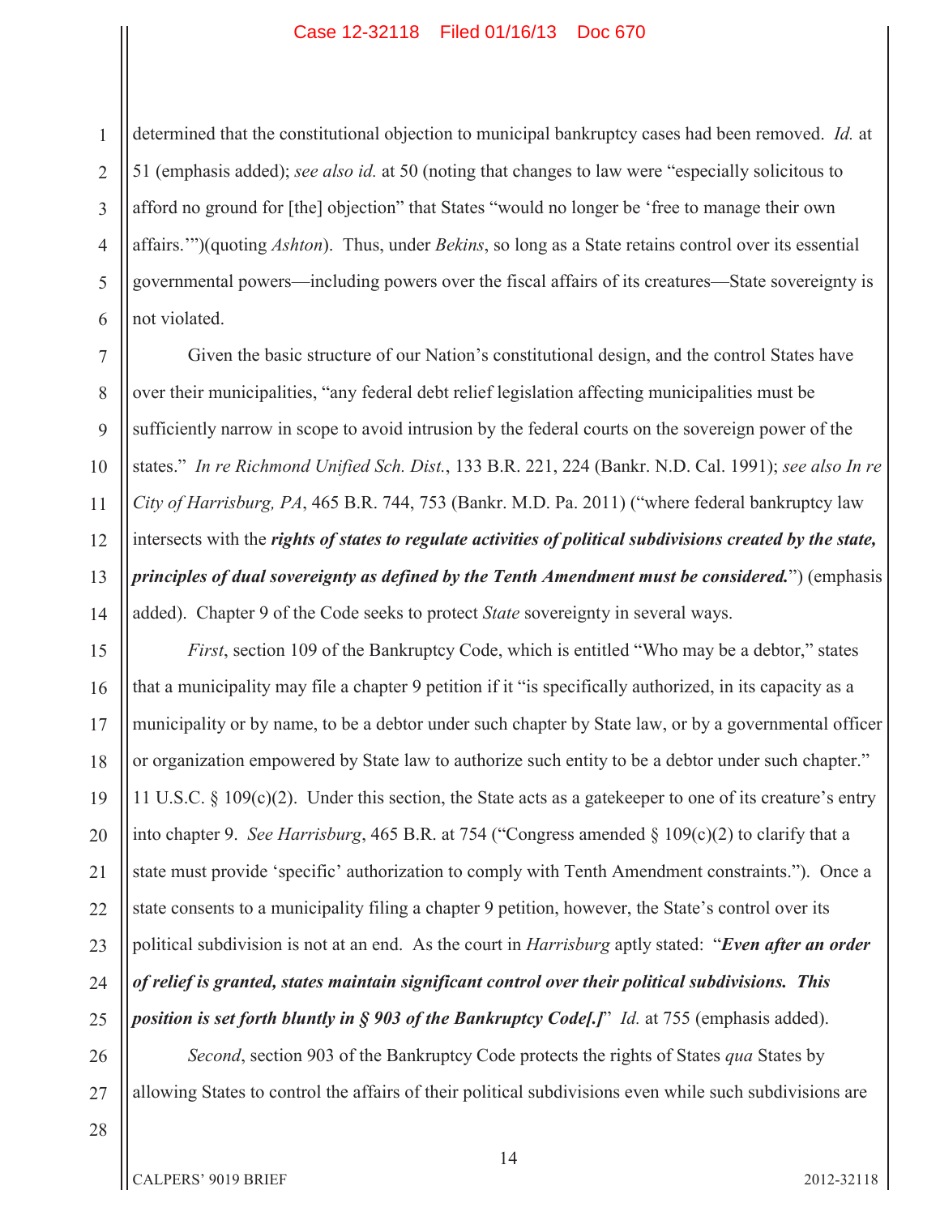determined that the constitutional objection to municipal bankruptcy cases had been removed. *Id.* at 51 (emphasis added); *see also id.* at 50 (noting that changes to law were "especially solicitous to afford no ground for [the] objection" that States "would no longer be 'free to manage their own affairs.'")(quoting *Ashton*). Thus, under *Bekins*, so long as a State retains control over its essential governmental powers—including powers over the fiscal affairs of its creatures—State sovereignty is not violated.

Given the basic structure of our Nation's constitutional design, and the control States have over their municipalities, "any federal debt relief legislation affecting municipalities must be sufficiently narrow in scope to avoid intrusion by the federal courts on the sovereign power of the states." *In re Richmond Unified Sch. Dist.*, 133 B.R. 221, 224 (Bankr. N.D. Cal. 1991); *see also In re City of Harrisburg, PA*, 465 B.R. 744, 753 (Bankr. M.D. Pa. 2011) ("where federal bankruptcy law intersects with the ***rights of states to regulate activities of political subdivisions created by the state, principles of dual sovereignty as defined by the Tenth Amendment must be considered.***") (emphasis added). Chapter 9 of the Code seeks to protect *State* sovereignty in several ways.

*First*, section 109 of the Bankruptcy Code, which is entitled "Who may be a debtor," states that a municipality may file a chapter 9 petition if it "is specifically authorized, in its capacity as a municipality or by name, to be a debtor under such chapter by State law, or by a governmental officer or organization empowered by State law to authorize such entity to be a debtor under such chapter." 11 U.S.C. § 109(c)(2). Under this section, the State acts as a gatekeeper to one of its creature's entry into chapter 9. *See Harrisburg*, 465 B.R. at 754 ("Congress amended § 109(c)(2) to clarify that a state must provide 'specific' authorization to comply with Tenth Amendment constraints."). Once a state consents to a municipality filing a chapter 9 petition, however, the State's control over its political subdivision is not at an end. As the court in *Harrisburg* aptly stated: "***Even after an order of relief is granted, states maintain significant control over their political subdivisions. This position is set forth bluntly in § 903 of the Bankruptcy Code[.]***" *Id.* at 755 (emphasis added).

*Second*, section 903 of the Bankruptcy Code protects the rights of States *qua* States by allowing States to control the affairs of their political subdivisions even while such subdivisions are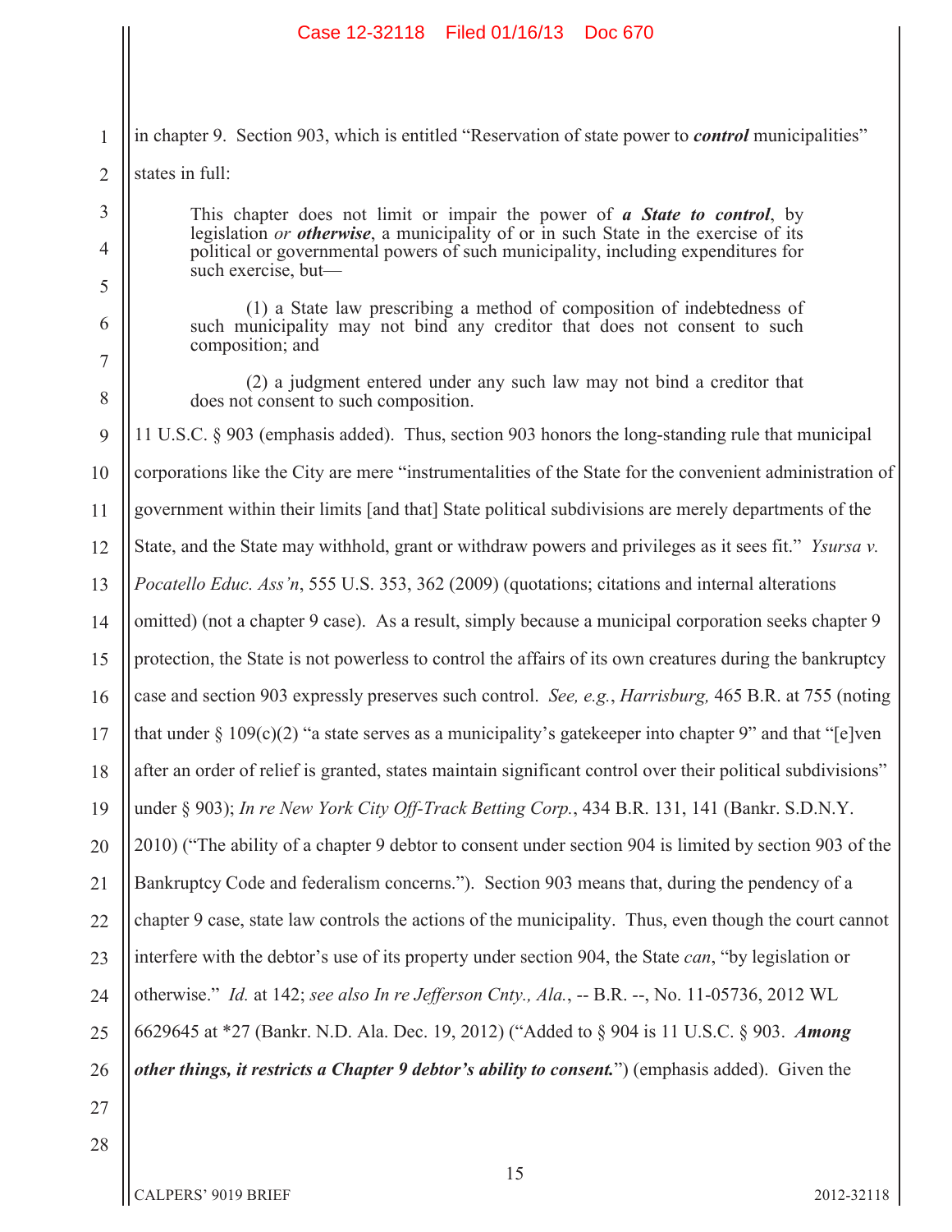in chapter 9. Section 903, which is entitled "Reservation of state power to ***control*** municipalities" states in full:

> This chapter does not limit or impair the power of ***a State to control***, by legislation *or **otherwise***, a municipality of or in such State in the exercise of its political or governmental powers of such municipality, including expenditures for such exercise, but—
>
> (1) a State law prescribing a method of composition of indebtedness of such municipality may not bind any creditor that does not consent to such composition; and
>
> (2) a judgment entered under any such law may not bind a creditor that does not consent to such composition.

11 U.S.C. § 903 (emphasis added). Thus, section 903 honors the long-standing rule that municipal corporations like the City are mere "instrumentalities of the State for the convenient administration of government within their limits [and that] State political subdivisions are merely departments of the State, and the State may withhold, grant or withdraw powers and privileges as it sees fit." *Ysursa v. Pocatello Educ. Ass'n*, 555 U.S. 353, 362 (2009) (quotations; citations and internal alterations omitted) (not a chapter 9 case). As a result, simply because a municipal corporation seeks chapter 9 protection, the State is not powerless to control the affairs of its own creatures during the bankruptcy case and section 903 expressly preserves such control. *See, e.g.*, *Harrisburg,* 465 B.R. at 755 (noting that under § 109(c)(2) "a state serves as a municipality's gatekeeper into chapter 9" and that "[e]ven after an order of relief is granted, states maintain significant control over their political subdivisions" under § 903); *In re New York City Off-Track Betting Corp.*, 434 B.R. 131, 141 (Bankr. S.D.N.Y. 2010) ("The ability of a chapter 9 debtor to consent under section 904 is limited by section 903 of the Bankruptcy Code and federalism concerns."). Section 903 means that, during the pendency of a chapter 9 case, state law controls the actions of the municipality. Thus, even though the court cannot interfere with the debtor's use of its property under section 904, the State *can*, "by legislation or otherwise." *Id.* at 142; *see also In re Jefferson Cnty., Ala.*, -- B.R. --, No. 11-05736, 2012 WL 6629645 at *27 (Bankr. N.D. Ala. Dec. 19, 2012) ("Added to § 904 is 11 U.S.C. § 903. ***Among other things, it restricts a Chapter 9 debtor's ability to consent.***") (emphasis added). Given the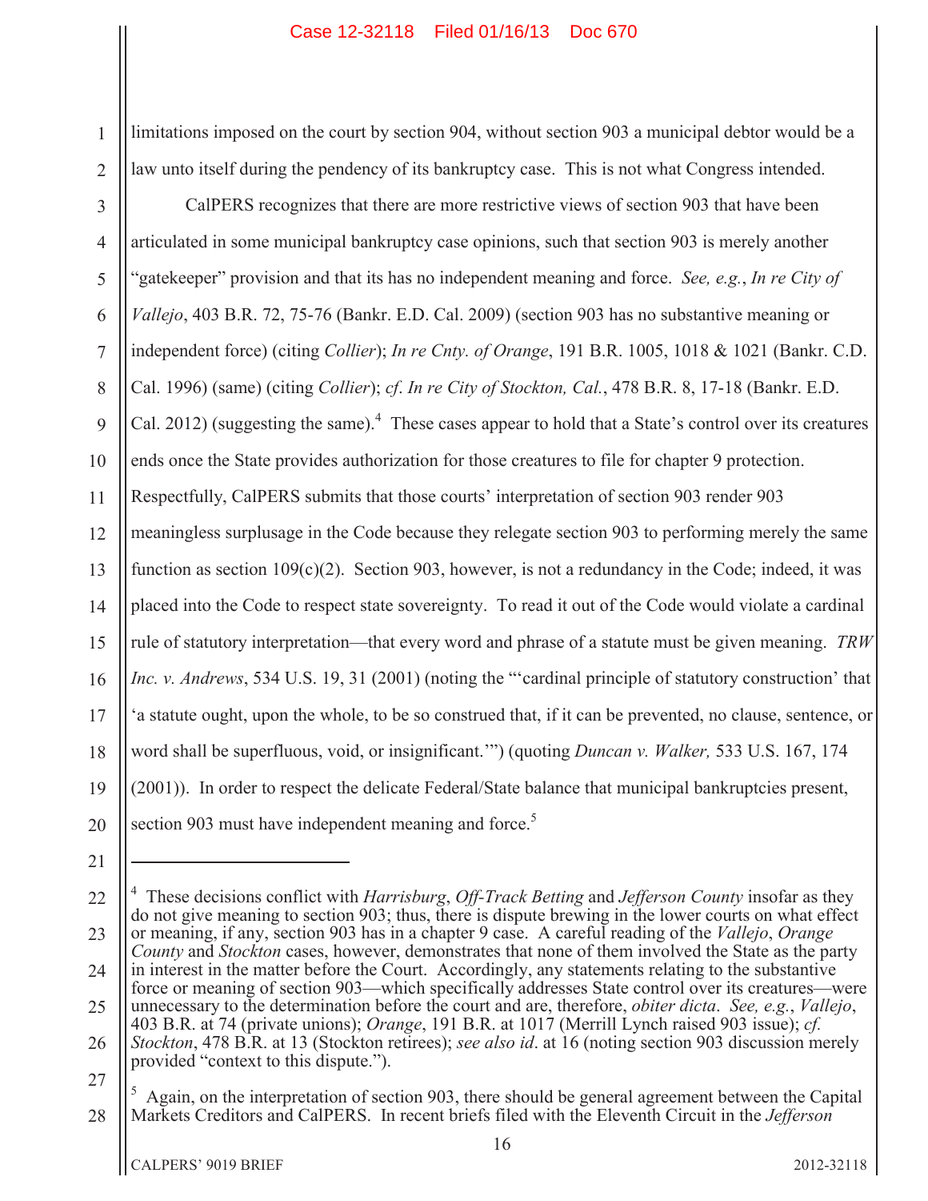limitations imposed on the court by section 904, without section 903 a municipal debtor would be a law unto itself during the pendency of its bankruptcy case. This is not what Congress intended.

CalPERS recognizes that there are more restrictive views of section 903 that have been articulated in some municipal bankruptcy case opinions, such that section 903 is merely another "gatekeeper" provision and that its has no independent meaning and force. *See, e.g.*, *In re City of Vallejo*, 403 B.R. 72, 75-76 (Bankr. E.D. Cal. 2009) (section 903 has no substantive meaning or independent force) (citing *Collier*); *In re Cnty. of Orange*, 191 B.R. 1005, 1018 & 1021 (Bankr. C.D. Cal. 1996) (same) (citing *Collier*); *cf. In re City of Stockton, Cal.*, 478 B.R. 8, 17-18 (Bankr. E.D. Cal. 2012) (suggesting the same).[4] These cases appear to hold that a State's control over its creatures ends once the State provides authorization for those creatures to file for chapter 9 protection. Respectfully, CalPERS submits that those courts' interpretation of section 903 render 903 meaningless surplusage in the Code because they relegate section 903 to performing merely the same function as section 109(c)(2). Section 903, however, is not a redundancy in the Code; indeed, it was placed into the Code to respect state sovereignty. To read it out of the Code would violate a cardinal rule of statutory interpretation—that every word and phrase of a statute must be given meaning. *TRW Inc. v. Andrews*, 534 U.S. 19, 31 (2001) (noting the "'cardinal principle of statutory construction' that 'a statute ought, upon the whole, to be so construed that, if it can be prevented, no clause, sentence, or word shall be superfluous, void, or insignificant.'") (quoting *Duncan v. Walker,* 533 U.S. 167, 174 (2001)). In order to respect the delicate Federal/State balance that municipal bankruptcies present, section 903 must have independent meaning and force.[5]

---

[4] These decisions conflict with *Harrisburg*, *Off-Track Betting* and *Jefferson County* insofar as they do not give meaning to section 903; thus, there is dispute brewing in the lower courts on what effect or meaning, if any, section 903 has in a chapter 9 case. A careful reading of the *Vallejo*, *Orange County* and *Stockton* cases, however, demonstrates that none of them involved the State as the party in interest in the matter before the Court. Accordingly, any statements relating to the substantive force or meaning of section 903—which specifically addresses State control over its creatures—were unnecessary to the determination before the court and are, therefore, *obiter dicta*. *See, e.g.*, *Vallejo*, 403 B.R. at 74 (private unions); *Orange*, 191 B.R. at 1017 (Merrill Lynch raised 903 issue); *cf. Stockton*, 478 B.R. at 13 (Stockton retirees); *see also id*. at 16 (noting section 903 discussion merely provided "context to this dispute.").

[5] Again, on the interpretation of section 903, there should be general agreement between the Capital Markets Creditors and CalPERS. In recent briefs filed with the Eleventh Circuit in the *Jefferson*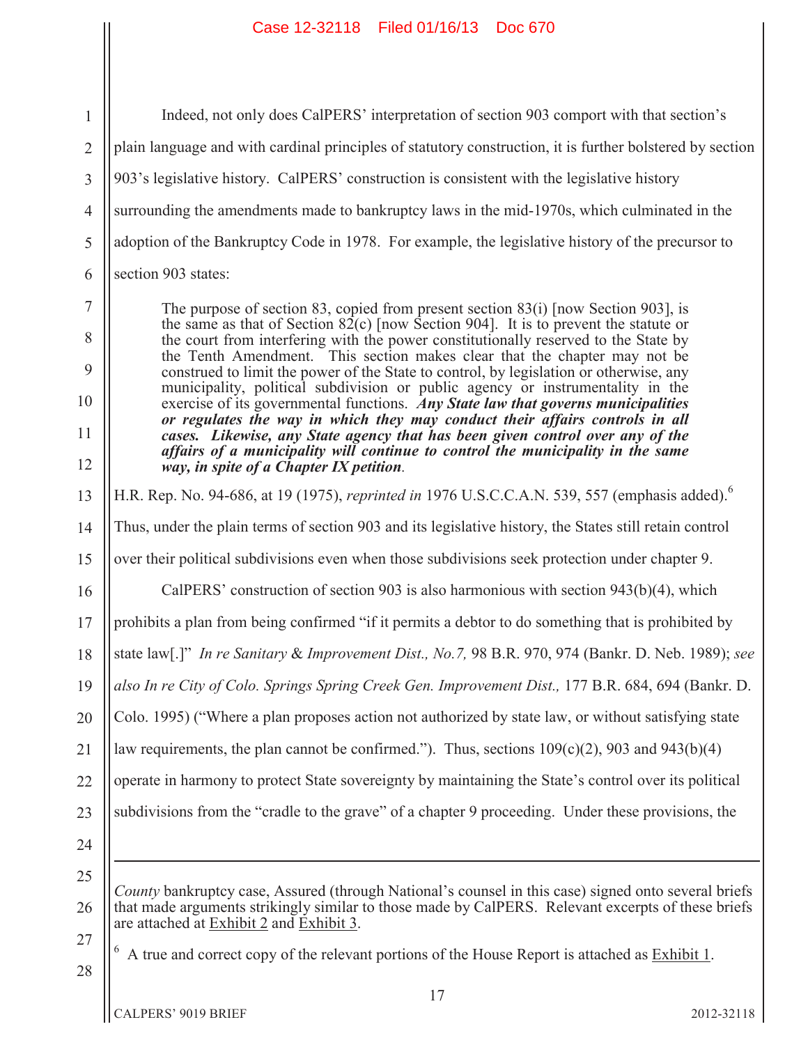Indeed, not only does CalPERS' interpretation of section 903 comport with that section's plain language and with cardinal principles of statutory construction, it is further bolstered by section 903's legislative history. CalPERS' construction is consistent with the legislative history surrounding the amendments made to bankruptcy laws in the mid-1970s, which culminated in the adoption of the Bankruptcy Code in 1978. For example, the legislative history of the precursor to section 903 states:

> The purpose of section 83, copied from present section 83(i) [now Section 903], is the same as that of Section 82(c) [now Section 904]. It is to prevent the statute or the court from interfering with the power constitutionally reserved to the State by the Tenth Amendment. This section makes clear that the chapter may not be construed to limit the power of the State to control, by legislation or otherwise, any municipality, political subdivision or public agency or instrumentality in the exercise of its governmental functions. ***Any State law that governs municipalities or regulates the way in which they may conduct their affairs controls in all cases. Likewise, any State agency that has been given control over any of the affairs of a municipality will continue to control the municipality in the same way, in spite of a Chapter IX petition***.

H.R. Rep. No. 94-686, at 19 (1975), *reprinted in* 1976 U.S.C.C.A.N. 539, 557 (emphasis added).[6] Thus, under the plain terms of section 903 and its legislative history, the States still retain control over their political subdivisions even when those subdivisions seek protection under chapter 9.

CalPERS' construction of section 903 is also harmonious with section 943(b)(4), which prohibits a plan from being confirmed "if it permits a debtor to do something that is prohibited by state law[.]" *In re Sanitary & Improvement Dist., No.7,* 98 B.R. 970, 974 (Bankr. D. Neb. 1989); *see also In re City of Colo. Springs Spring Creek Gen. Improvement Dist.,* 177 B.R. 684, 694 (Bankr. D. Colo. 1995) ("Where a plan proposes action not authorized by state law, or without satisfying state law requirements, the plan cannot be confirmed."). Thus, sections 109(c)(2), 903 and 943(b)(4) operate in harmony to protect State sovereignty by maintaining the State's control over its political subdivisions from the "cradle to the grave" of a chapter 9 proceeding. Under these provisions, the

---

*County* bankruptcy case, Assured (through National's counsel in this case) signed onto several briefs that made arguments strikingly similar to those made by CalPERS. Relevant excerpts of these briefs are attached at Exhibit 2 and Exhibit 3.

[6] A true and correct copy of the relevant portions of the House Report is attached as Exhibit 1.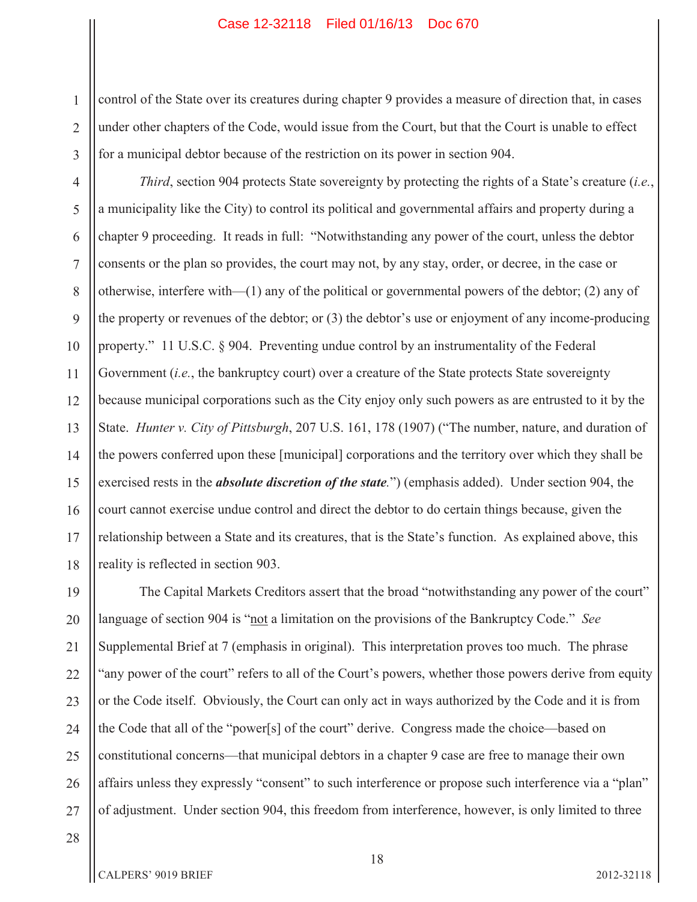control of the State over its creatures during chapter 9 provides a measure of direction that, in cases under other chapters of the Code, would issue from the Court, but that the Court is unable to effect for a municipal debtor because of the restriction on its power in section 904.

*Third*, section 904 protects State sovereignty by protecting the rights of a State's creature (*i.e.*, a municipality like the City) to control its political and governmental affairs and property during a chapter 9 proceeding. It reads in full: "Notwithstanding any power of the court, unless the debtor consents or the plan so provides, the court may not, by any stay, order, or decree, in the case or otherwise, interfere with—(1) any of the political or governmental powers of the debtor; (2) any of the property or revenues of the debtor; or (3) the debtor's use or enjoyment of any income-producing property." 11 U.S.C. § 904. Preventing undue control by an instrumentality of the Federal Government (*i.e.*, the bankruptcy court) over a creature of the State protects State sovereignty because municipal corporations such as the City enjoy only such powers as are entrusted to it by the State. *Hunter v. City of Pittsburgh*, 207 U.S. 161, 178 (1907) ("The number, nature, and duration of the powers conferred upon these [municipal] corporations and the territory over which they shall be exercised rests in the ***absolute discretion of the state***.") (emphasis added). Under section 904, the court cannot exercise undue control and direct the debtor to do certain things because, given the relationship between a State and its creatures, that is the State's function. As explained above, this reality is reflected in section 903.

The Capital Markets Creditors assert that the broad "notwithstanding any power of the court" language of section 904 is "<u>not</u> a limitation on the provisions of the Bankruptcy Code." *See* Supplemental Brief at 7 (emphasis in original). This interpretation proves too much. The phrase "any power of the court" refers to all of the Court's powers, whether those powers derive from equity or the Code itself. Obviously, the Court can only act in ways authorized by the Code and it is from the Code that all of the "power[s] of the court" derive. Congress made the choice—based on constitutional concerns—that municipal debtors in a chapter 9 case are free to manage their own affairs unless they expressly "consent" to such interference or propose such interference via a "plan" of adjustment. Under section 904, this freedom from interference, however, is only limited to three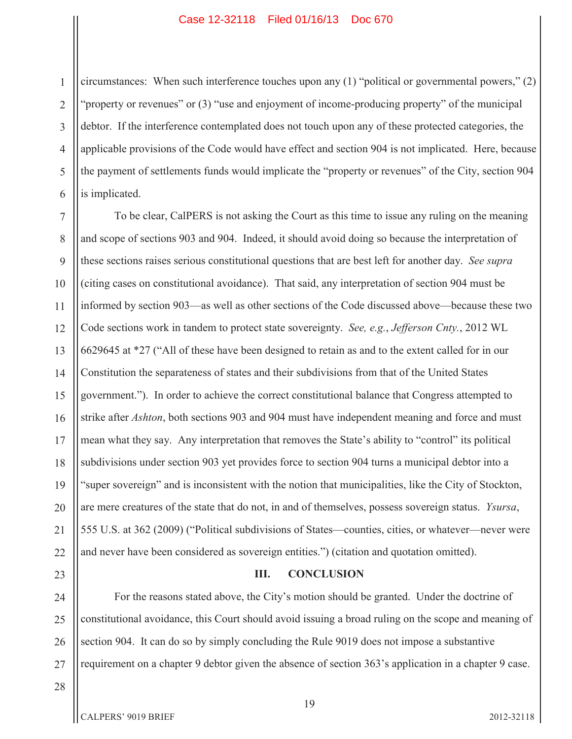circumstances: When such interference touches upon any (1) "political or governmental powers," (2) "property or revenues" or (3) "use and enjoyment of income-producing property" of the municipal debtor. If the interference contemplated does not touch upon any of these protected categories, the applicable provisions of the Code would have effect and section 904 is not implicated. Here, because the payment of settlements funds would implicate the "property or revenues" of the City, section 904 is implicated.

To be clear, CalPERS is not asking the Court as this time to issue any ruling on the meaning and scope of sections 903 and 904. Indeed, it should avoid doing so because the interpretation of these sections raises serious constitutional questions that are best left for another day. *See supra* (citing cases on constitutional avoidance). That said, any interpretation of section 904 must be informed by section 903—as well as other sections of the Code discussed above—because these two Code sections work in tandem to protect state sovereignty. *See, e.g.*, *Jefferson Cnty.*, 2012 WL 6629645 at *27 ("All of these have been designed to retain as and to the extent called for in our Constitution the separateness of states and their subdivisions from that of the United States government."). In order to achieve the correct constitutional balance that Congress attempted to strike after *Ashton*, both sections 903 and 904 must have independent meaning and force and must mean what they say. Any interpretation that removes the State's ability to "control" its political subdivisions under section 903 yet provides force to section 904 turns a municipal debtor into a "super sovereign" and is inconsistent with the notion that municipalities, like the City of Stockton, are mere creatures of the state that do not, in and of themselves, possess sovereign status. *Ysursa*, 555 U.S. at 362 (2009) ("Political subdivisions of States—counties, cities, or whatever—never were and never have been considered as sovereign entities.") (citation and quotation omitted).

## III. CONCLUSION

For the reasons stated above, the City's motion should be granted. Under the doctrine of constitutional avoidance, this Court should avoid issuing a broad ruling on the scope and meaning of section 904. It can do so by simply concluding the Rule 9019 does not impose a substantive requirement on a chapter 9 debtor given the absence of section 363's application in a chapter 9 case.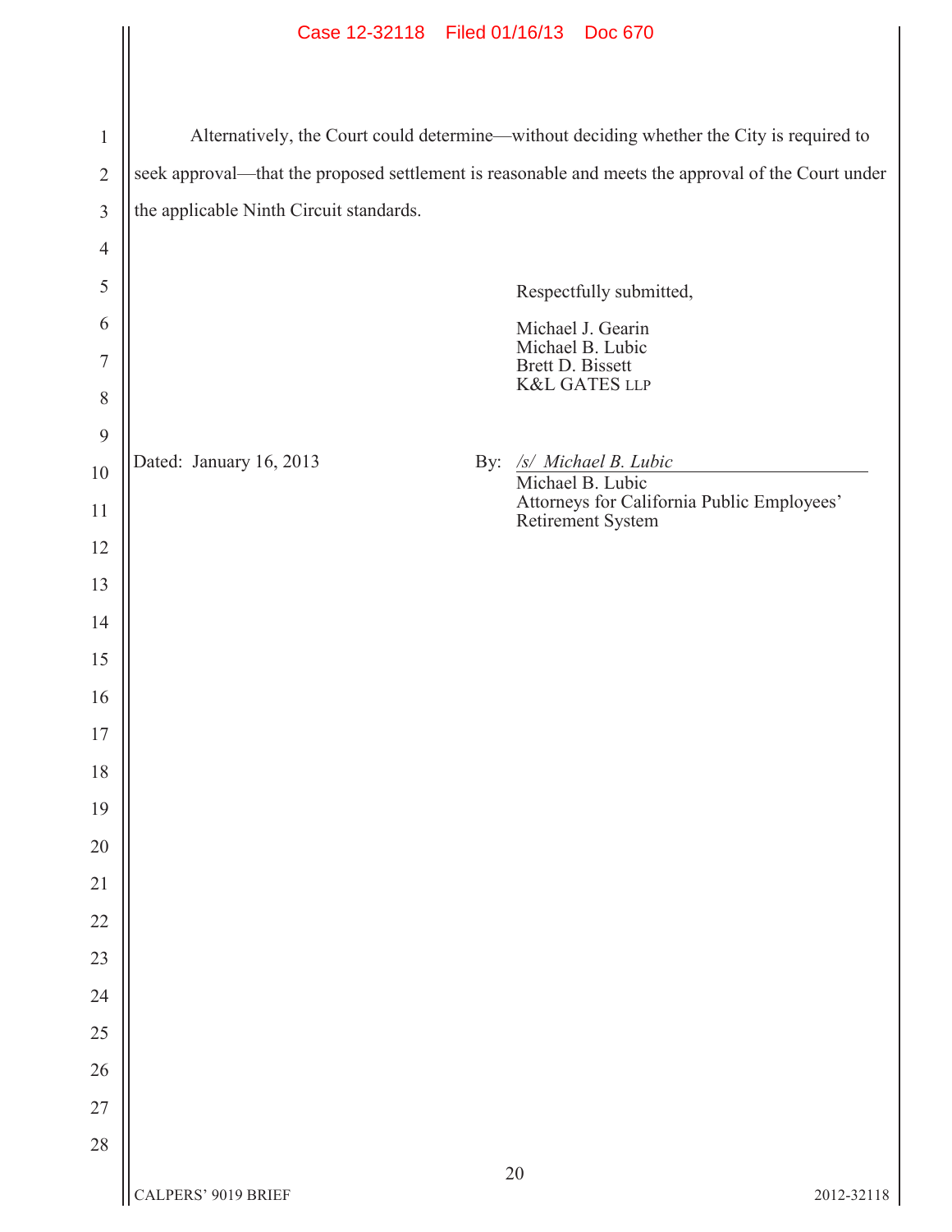Alternatively, the Court could determine—without deciding whether the City is required to seek approval—that the proposed settlement is reasonable and meets the approval of the Court under the applicable Ninth Circuit standards.

Respectfully submitted,

Michael J. Gearin
Michael B. Lubic
Brett D. Bissett
K&L GATES LLP

Dated: January 16, 2013

By: */s/ Michael B. Lubic*
Michael B. Lubic
Attorneys for California Public Employees' Retirement System